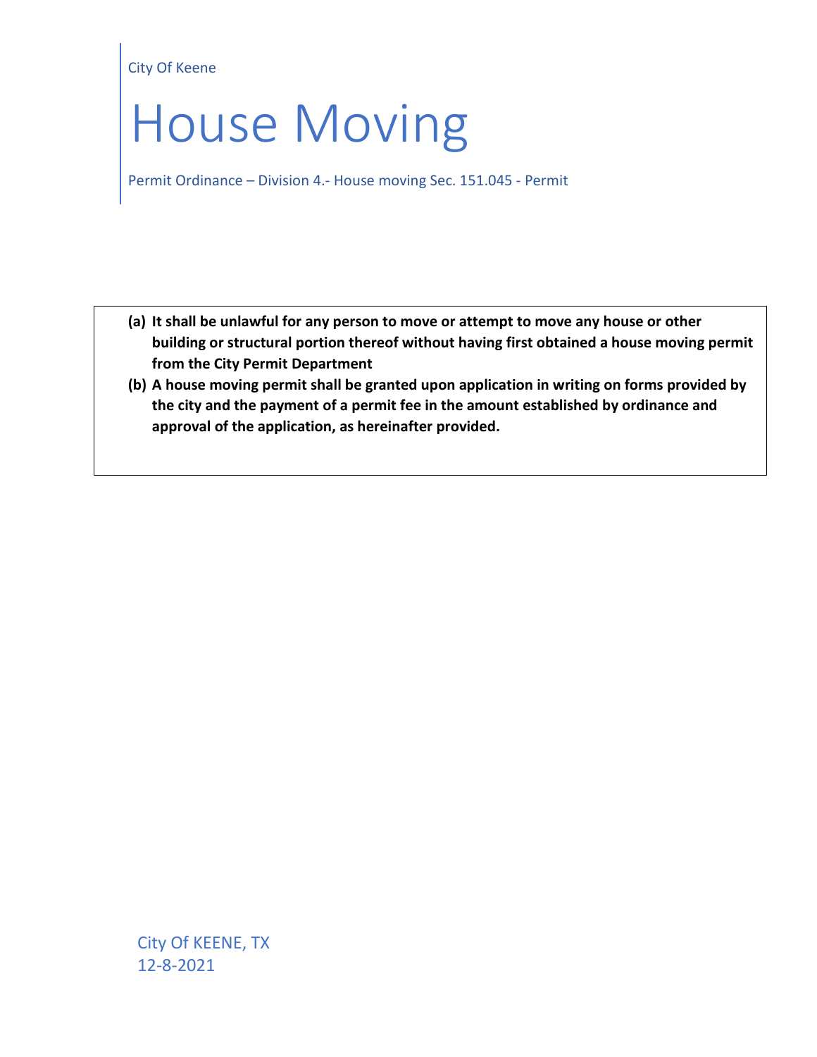City Of Keene

# House Moving

Permit Ordinance – Division 4.- House moving Sec. 151.045 - Permit

**(a) It shall be unlawful for any person to move or attempt to move any house or other building or structural portion thereof without having first obtained a house moving permit from the City Permit Department**

**(b) A house moving permit shall be granted upon application in writing on forms provided by the city and the payment of a permit fee in the amount established by ordinance and approval of the application, as hereinafter provided.**

City Of KEENE, TX
12-8-2021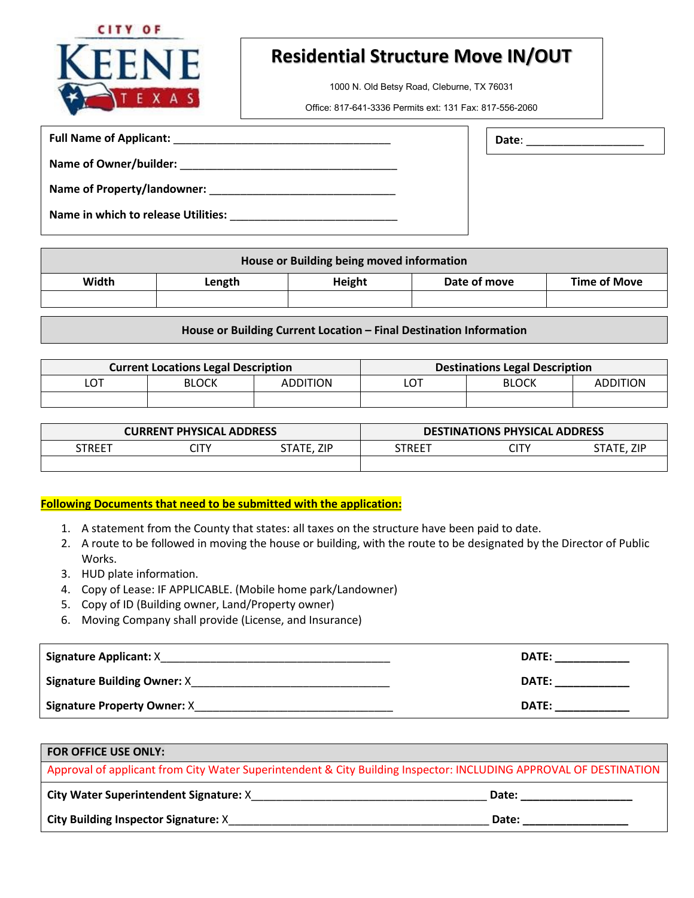CITY OF KEENE TEXAS

# Residential Structure Move IN/OUT

1000 N. Old Betsy Road, Cleburne, TX 76031

Office: 817-641-3336 Permits ext: 131 Fax: 817-556-2060

**Full Name of Applicant:** ____________________________________

**Name of Owner/builder:** ____________________________________

**Name of Property/landowner:** ______________________________

**Name in which to release Utilities:** ___________________________

**Date**: ____________________

| House or Building being moved information | | | | |
|---|---|---|---|---|
| **Width** | **Length** | **Height** | **Date of move** | **Time of Move** |
| | | | | |

**House or Building Current Location – Final Destination Information**

| Current Locations Legal Description | | | Destinations Legal Description | | |
|---|---|---|---|---|---|
| LOT | BLOCK | ADDITION | LOT | BLOCK | ADDITION |
| | | | | | |

| CURRENT PHYSICAL ADDRESS | | | DESTINATIONS PHYSICAL ADDRESS | | |
|---|---|---|---|---|---|
| STREET | CITY | STATE, ZIP | STREET | CITY | STATE, ZIP |
| | | | | | |

**Following Documents that need to be submitted with the application:**

1. A statement from the County that states: all taxes on the structure have been paid to date.
2. A route to be followed in moving the house or building, with the route to be designated by the Director of Public Works.
3. HUD plate information.
4. Copy of Lease: IF APPLICABLE. (Mobile home park/Landowner)
5. Copy of ID (Building owner, Land/Property owner)
6. Moving Company shall provide (License, and Insurance)

**Signature Applicant:** X______________________________________ **DATE:** ____________

**Signature Building Owner:** X_________________________________ **DATE:** ____________

**Signature Property Owner:** X_________________________________ **DATE:** ____________

**FOR OFFICE USE ONLY:**

Approval of applicant from City Water Superintendent & City Building Inspector: INCLUDING APPROVAL OF DESTINATION

**City Water Superintendent Signature:** X______________________________________ **Date:** __________________

**City Building Inspector Signature:** X___________________________________________ **Date:** _________________